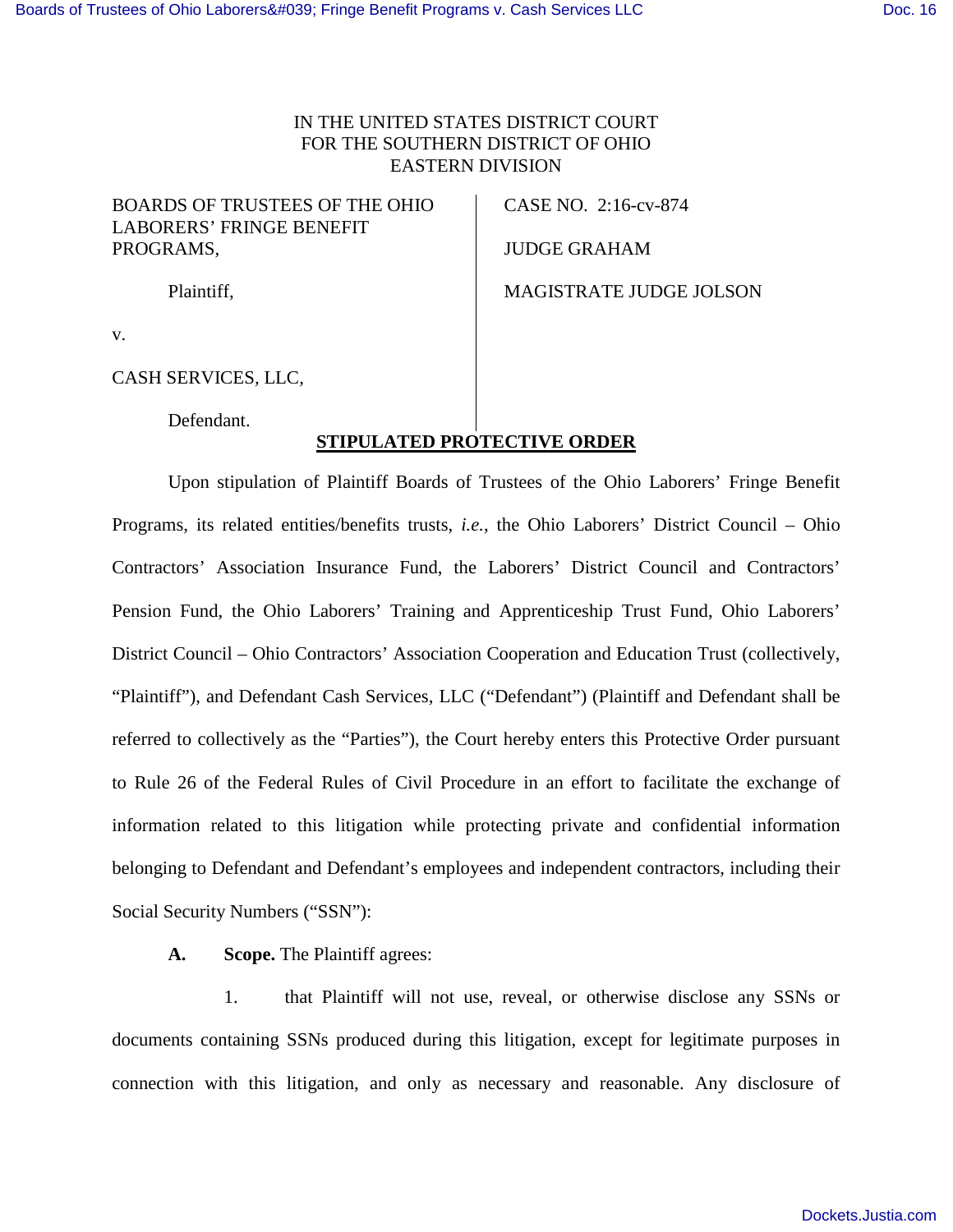IN THE UNITED STATES DISTRICT COURT
FOR THE SOUTHERN DISTRICT OF OHIO
EASTERN DIVISION

| | |
|---|---|
| BOARDS OF TRUSTEES OF THE OHIO LABORERS' FRINGE BENEFIT PROGRAMS, | CASE NO. 2:16-cv-874 |
| Plaintiff, | JUDGE GRAHAM |
| v. | MAGISTRATE JUDGE JOLSON |
| CASH SERVICES, LLC, | |
| Defendant. | |

## STIPULATED PROTECTIVE ORDER

Upon stipulation of Plaintiff Boards of Trustees of the Ohio Laborers' Fringe Benefit Programs, its related entities/benefits trusts, *i.e.*, the Ohio Laborers' District Council – Ohio Contractors' Association Insurance Fund, the Laborers' District Council and Contractors' Pension Fund, the Ohio Laborers' Training and Apprenticeship Trust Fund, Ohio Laborers' District Council – Ohio Contractors' Association Cooperation and Education Trust (collectively, "Plaintiff"), and Defendant Cash Services, LLC ("Defendant") (Plaintiff and Defendant shall be referred to collectively as the "Parties"), the Court hereby enters this Protective Order pursuant to Rule 26 of the Federal Rules of Civil Procedure in an effort to facilitate the exchange of information related to this litigation while protecting private and confidential information belonging to Defendant and Defendant's employees and independent contractors, including their Social Security Numbers ("SSN"):

**A. Scope.** The Plaintiff agrees:

1. that Plaintiff will not use, reveal, or otherwise disclose any SSNs or documents containing SSNs produced during this litigation, except for legitimate purposes in connection with this litigation, and only as necessary and reasonable. Any disclosure of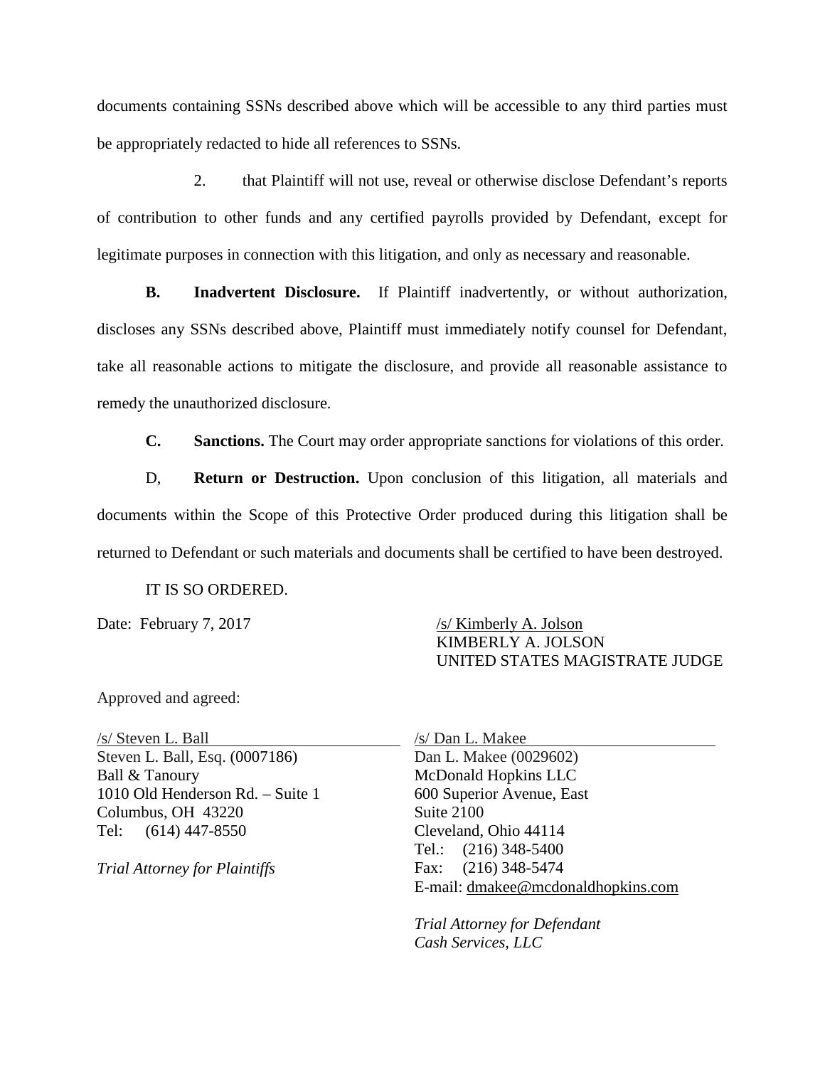documents containing SSNs described above which will be accessible to any third parties must be appropriately redacted to hide all references to SSNs.

2. that Plaintiff will not use, reveal or otherwise disclose Defendant's reports of contribution to other funds and any certified payrolls provided by Defendant, except for legitimate purposes in connection with this litigation, and only as necessary and reasonable.

**B. Inadvertent Disclosure.** If Plaintiff inadvertently, or without authorization, discloses any SSNs described above, Plaintiff must immediately notify counsel for Defendant, take all reasonable actions to mitigate the disclosure, and provide all reasonable assistance to remedy the unauthorized disclosure.

**C. Sanctions.** The Court may order appropriate sanctions for violations of this order.

D, **Return or Destruction.** Upon conclusion of this litigation, all materials and documents within the Scope of this Protective Order produced during this litigation shall be returned to Defendant or such materials and documents shall be certified to have been destroyed.

IT IS SO ORDERED.

Date: February 7, 2017

/s/ Kimberly A. Jolson
KIMBERLY A. JOLSON
UNITED STATES MAGISTRATE JUDGE

Approved and agreed:

/s/ Steven L. Ball
Steven L. Ball, Esq. (0007186)
Ball & Tanoury
1010 Old Henderson Rd. – Suite 1
Columbus, OH 43220
Tel: (614) 447-8550

*Trial Attorney for Plaintiffs*

/s/ Dan L. Makee
Dan L. Makee (0029602)
McDonald Hopkins LLC
600 Superior Avenue, East
Suite 2100
Cleveland, Ohio 44114
Tel.: (216) 348-5400
Fax: (216) 348-5474
E-mail: dmakee@mcdonaldhopkins.com

*Trial Attorney for Defendant*
*Cash Services, LLC*